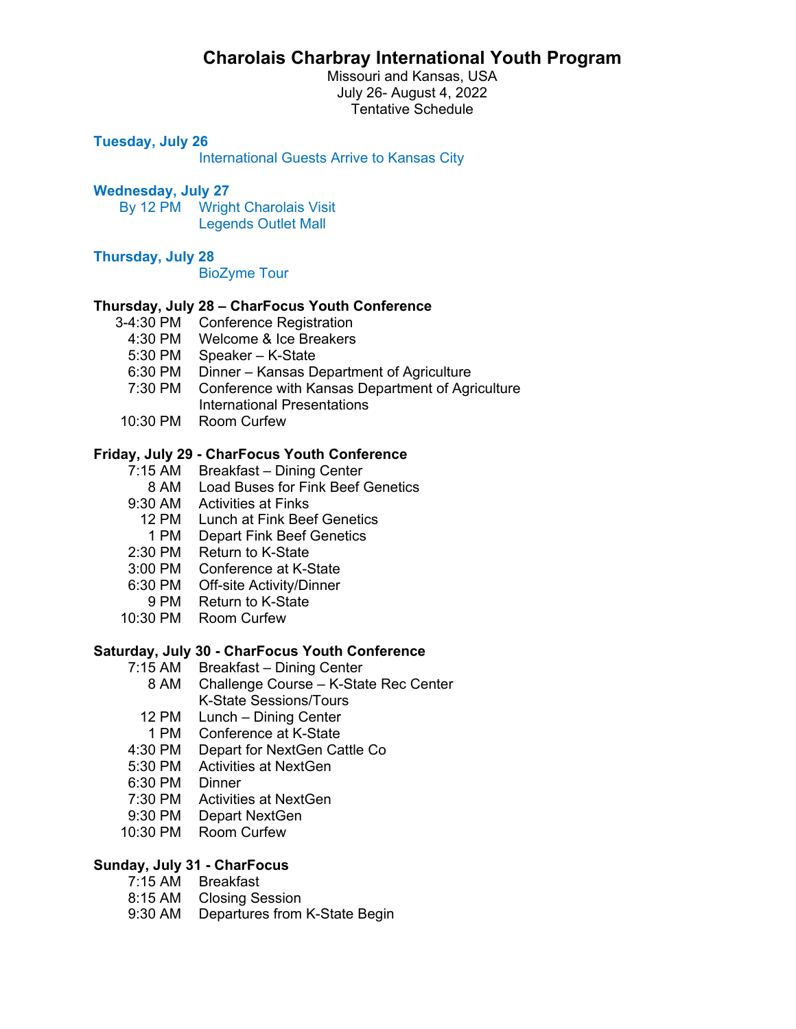# Charolais Charbray International Youth Program

Missouri and Kansas, USA
July 26- August 4, 2022
Tentative Schedule

**Tuesday, July 26**

International Guests Arrive to Kansas City

**Wednesday, July 27**

| | |
|---|---|
| By 12 PM | Wright Charolais Visit |
| | Legends Outlet Mall |

**Thursday, July 28**

BioZyme Tour

**Thursday, July 28 – CharFocus Youth Conference**

| | |
|---|---|
| 3-4:30 PM | Conference Registration |
| 4:30 PM | Welcome & Ice Breakers |
| 5:30 PM | Speaker – K-State |
| 6:30 PM | Dinner – Kansas Department of Agriculture |
| 7:30 PM | Conference with Kansas Department of Agriculture International Presentations |
| 10:30 PM | Room Curfew |

**Friday, July 29 - CharFocus Youth Conference**

| | |
|---|---|
| 7:15 AM | Breakfast – Dining Center |
| 8 AM | Load Buses for Fink Beef Genetics |
| 9:30 AM | Activities at Finks |
| 12 PM | Lunch at Fink Beef Genetics |
| 1 PM | Depart Fink Beef Genetics |
| 2:30 PM | Return to K-State |
| 3:00 PM | Conference at K-State |
| 6:30 PM | Off-site Activity/Dinner |
| 9 PM | Return to K-State |
| 10:30 PM | Room Curfew |

**Saturday, July 30 - CharFocus Youth Conference**

| | |
|---|---|
| 7:15 AM | Breakfast – Dining Center |
| 8 AM | Challenge Course – K-State Rec Center K-State Sessions/Tours |
| 12 PM | Lunch – Dining Center |
| 1 PM | Conference at K-State |
| 4:30 PM | Depart for NextGen Cattle Co |
| 5:30 PM | Activities at NextGen |
| 6:30 PM | Dinner |
| 7:30 PM | Activities at NextGen |
| 9:30 PM | Depart NextGen |
| 10:30 PM | Room Curfew |

**Sunday, July 31 - CharFocus**

| | |
|---|---|
| 7:15 AM | Breakfast |
| 8:15 AM | Closing Session |
| 9:30 AM | Departures from K-State Begin |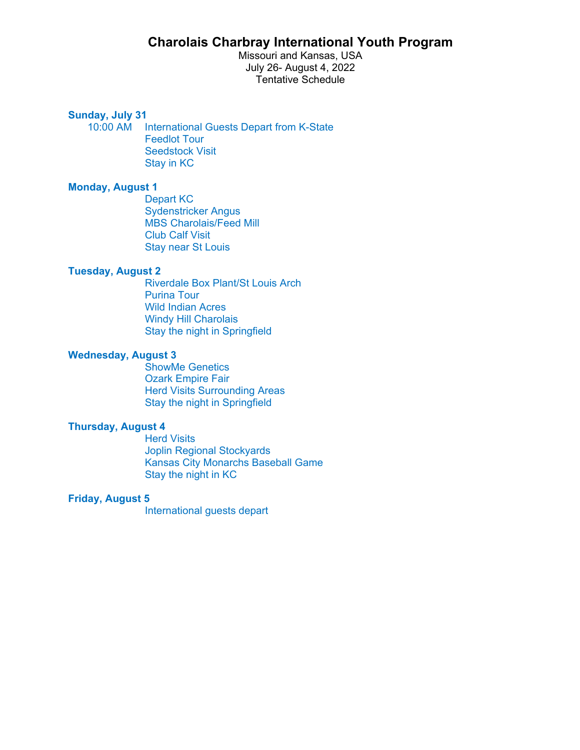# Charolais Charbray International Youth Program

Missouri and Kansas, USA
July 26- August 4, 2022
Tentative Schedule

**Sunday, July 31**

10:00 AM International Guests Depart from K-State
Feedlot Tour
Seedstock Visit
Stay in KC

**Monday, August 1**

Depart KC
Sydenstricker Angus
MBS Charolais/Feed Mill
Club Calf Visit
Stay near St Louis

**Tuesday, August 2**

Riverdale Box Plant/St Louis Arch
Purina Tour
Wild Indian Acres
Windy Hill Charolais
Stay the night in Springfield

**Wednesday, August 3**

ShowMe Genetics
Ozark Empire Fair
Herd Visits Surrounding Areas
Stay the night in Springfield

**Thursday, August 4**

Herd Visits
Joplin Regional Stockyards
Kansas City Monarchs Baseball Game
Stay the night in KC

**Friday, August 5**

International guests depart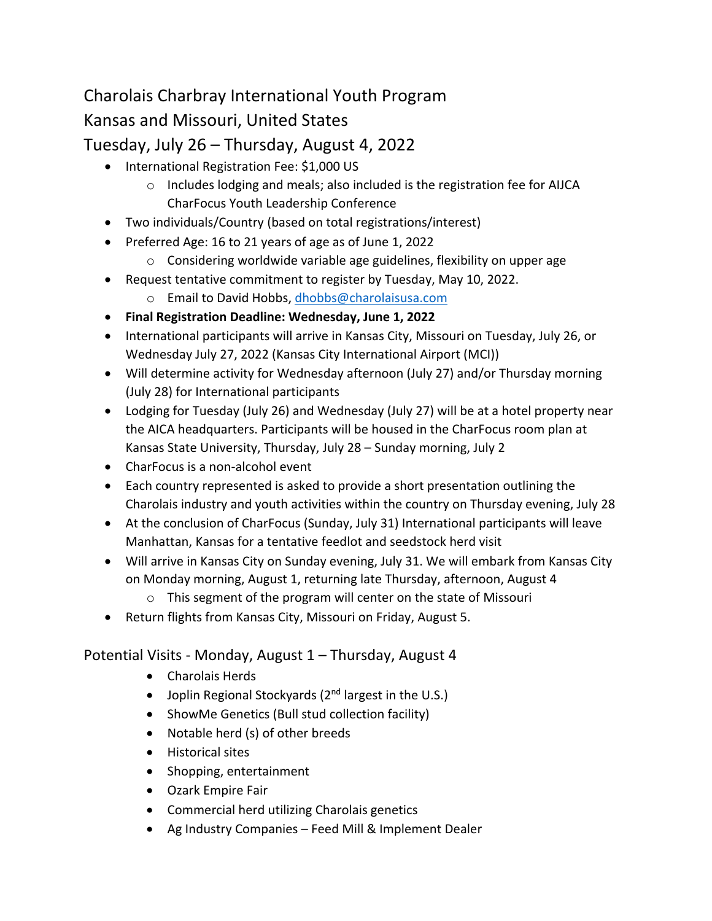# Charolais Charbray International Youth Program
# Kansas and Missouri, United States
# Tuesday, July 26 – Thursday, August 4, 2022

- International Registration Fee: $1,000 US
  - Includes lodging and meals; also included is the registration fee for AIJCA CharFocus Youth Leadership Conference
- Two individuals/Country (based on total registrations/interest)
- Preferred Age: 16 to 21 years of age as of June 1, 2022
  - Considering worldwide variable age guidelines, flexibility on upper age
- Request tentative commitment to register by Tuesday, May 10, 2022.
  - Email to David Hobbs, dhobbs@charolaisusa.com
- **Final Registration Deadline: Wednesday, June 1, 2022**
- International participants will arrive in Kansas City, Missouri on Tuesday, July 26, or Wednesday July 27, 2022 (Kansas City International Airport (MCI))
- Will determine activity for Wednesday afternoon (July 27) and/or Thursday morning (July 28) for International participants
- Lodging for Tuesday (July 26) and Wednesday (July 27) will be at a hotel property near the AICA headquarters. Participants will be housed in the CharFocus room plan at Kansas State University, Thursday, July 28 – Sunday morning, July 2
- CharFocus is a non-alcohol event
- Each country represented is asked to provide a short presentation outlining the Charolais industry and youth activities within the country on Thursday evening, July 28
- At the conclusion of CharFocus (Sunday, July 31) International participants will leave Manhattan, Kansas for a tentative feedlot and seedstock herd visit
- Will arrive in Kansas City on Sunday evening, July 31. We will embark from Kansas City on Monday morning, August 1, returning late Thursday, afternoon, August 4
  - This segment of the program will center on the state of Missouri
- Return flights from Kansas City, Missouri on Friday, August 5.

## Potential Visits - Monday, August 1 – Thursday, August 4

- Charolais Herds
- Joplin Regional Stockyards (2nd largest in the U.S.)
- ShowMe Genetics (Bull stud collection facility)
- Notable herd (s) of other breeds
- Historical sites
- Shopping, entertainment
- Ozark Empire Fair
- Commercial herd utilizing Charolais genetics
- Ag Industry Companies – Feed Mill & Implement Dealer